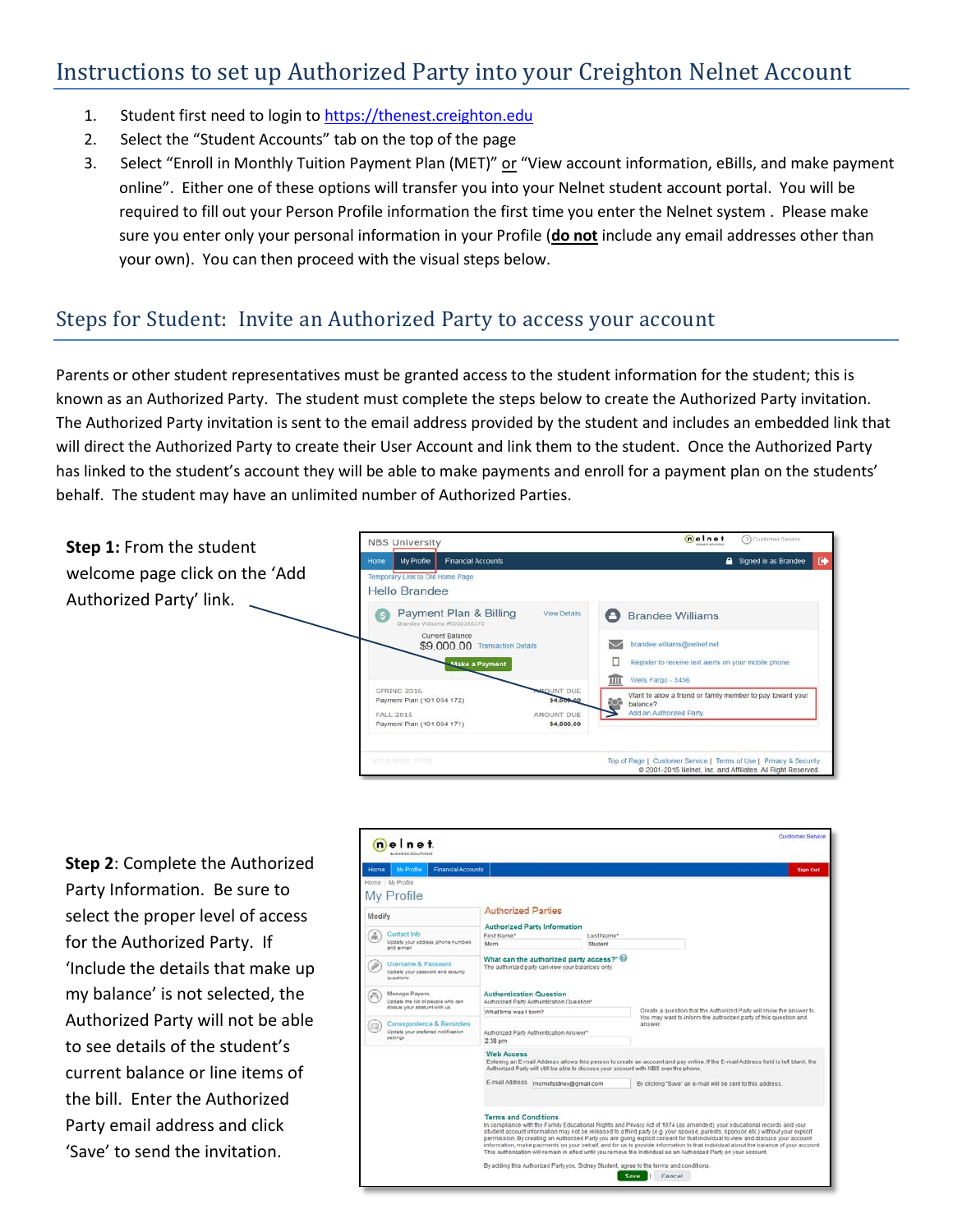# Instructions to set up Authorized Party into your Creighton Nelnet Account

1. Student first need to login to https://thenest.creighton.edu
2. Select the "Student Accounts" tab on the top of the page
3. Select "Enroll in Monthly Tuition Payment Plan (MET)" or "View account information, eBills, and make payment online". Either one of these options will transfer you into your Nelnet student account portal. You will be required to fill out your Person Profile information the first time you enter the Nelnet system . Please make sure you enter only your personal information in your Profile (**do not** include any email addresses other than your own). You can then proceed with the visual steps below.

## Steps for Student: Invite an Authorized Party to access your account

Parents or other student representatives must be granted access to the student information for the student; this is known as an Authorized Party. The student must complete the steps below to create the Authorized Party invitation. The Authorized Party invitation is sent to the email address provided by the student and includes an embedded link that will direct the Authorized Party to create their User Account and link them to the student. Once the Authorized Party has linked to the student's account they will be able to make payments and enroll for a payment plan on the students' behalf. The student may have an unlimited number of Authorized Parties.

**Step 1:** From the student welcome page click on the 'Add Authorized Party' link.

**Step 2**: Complete the Authorized Party Information. Be sure to select the proper level of access for the Authorized Party. If 'Include the details that make up my balance' is not selected, the Authorized Party will not be able to see details of the student's current balance or line items of the bill. Enter the Authorized Party email address and click 'Save' to send the invitation.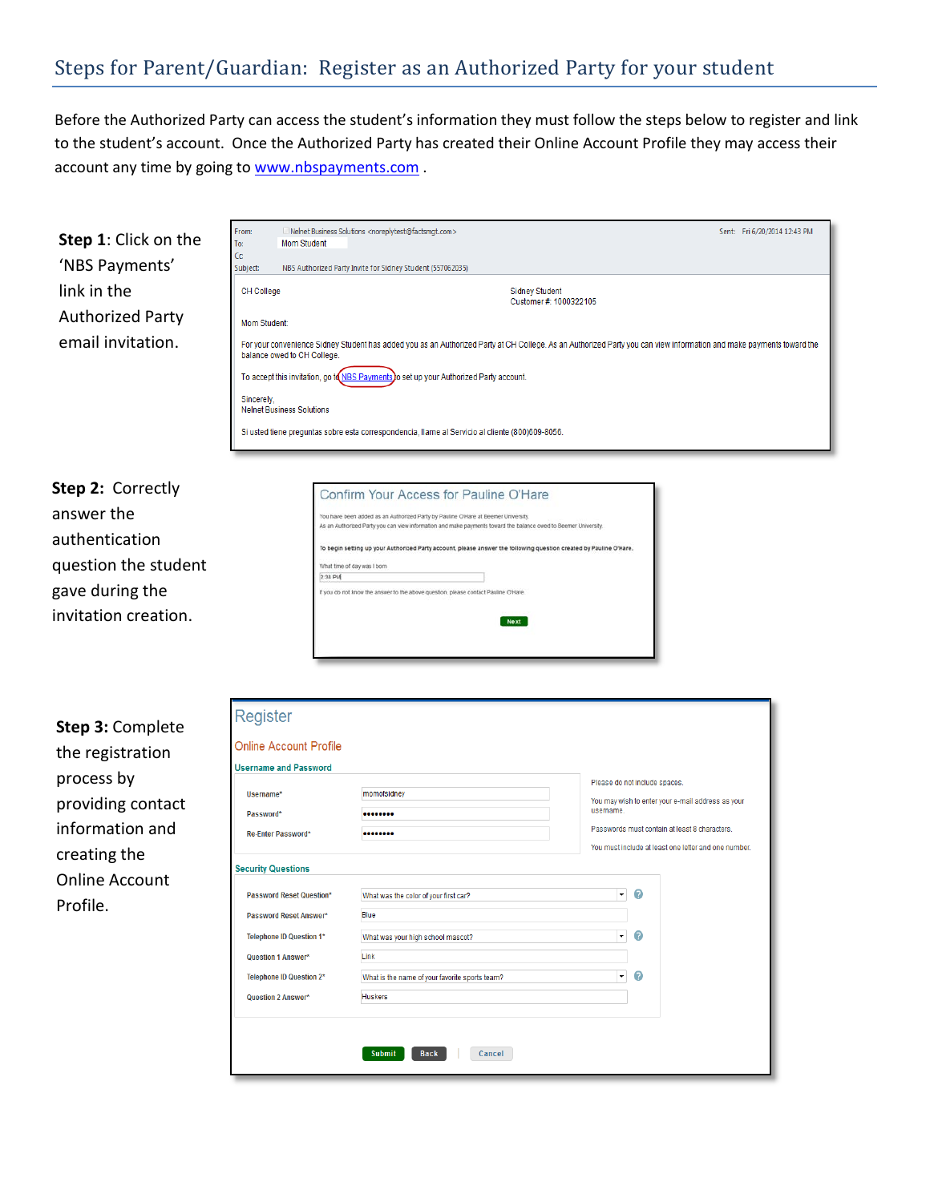## Steps for Parent/Guardian: Register as an Authorized Party for your student

Before the Authorized Party can access the student's information they must follow the steps below to register and link to the student's account. Once the Authorized Party has created their Online Account Profile they may access their account any time by going to www.nbspayments.com .

**Step 1**: Click on the 'NBS Payments' link in the Authorized Party email invitation.

From: Nelnet Business Solutions <noreplytest@factsmgt.com>
To: Mom Student
Cc:
Subject: NBS Authorized Party Invite for Sidney Student (557062035)
Sent: Fri 6/20/2014 12:43 PM

CH College

Sidney Student
Customer #: 1000322105

Mom Student:

For your convenience Sidney Student has added you as an Authorized Party at CH College. As an Authorized Party you can view information and make payments toward the balance owed to CH College.

To accept this invitation, go to NBS Payments to set up your Authorized Party account.

Sincerely,
Nelnet Business Solutions

Si usted tiene preguntas sobre esta correspondencia, llame al Servicio al cliente (800)609-8056.

**Step 2:** Correctly answer the authentication question the student gave during the invitation creation.

Confirm Your Access for Pauline O'Hare

You have been added as an Authorized Party by Pauline O'Hare at Beemer University.
As an Authorized Party you can view information and make payments toward the balance owed to Beemer University.

To begin setting up your Authorized Party account, please answer the following question created by Pauline O'Hare.

What time of day was I born

2:38 PM

If you do not know the answer to the above question, please contact Pauline O'Hare.

Next

**Step 3:** Complete the registration process by providing contact information and creating the Online Account Profile.

Register

Online Account Profile

Username and Password

| | |
|---|---|
| Username* | momofsidney |
| Password* | •••••••• |
| Re-Enter Password* | •••••••• |

Please do not include spaces.

You may wish to enter your e-mail address as your username.

Passwords must contain at least 8 characters.

You must include at least one letter and one number.

Security Questions

| | |
|---|---|
| Password Reset Question* | What was the color of your first car? |
| Password Reset Answer* | Blue |
| Telephone ID Question 1* | What was your high school mascot? |
| Question 1 Answer* | Link |
| Telephone ID Question 2* | What is the name of your favorite sports team? |
| Question 2 Answer* | Huskers |

Submit | Back | Cancel